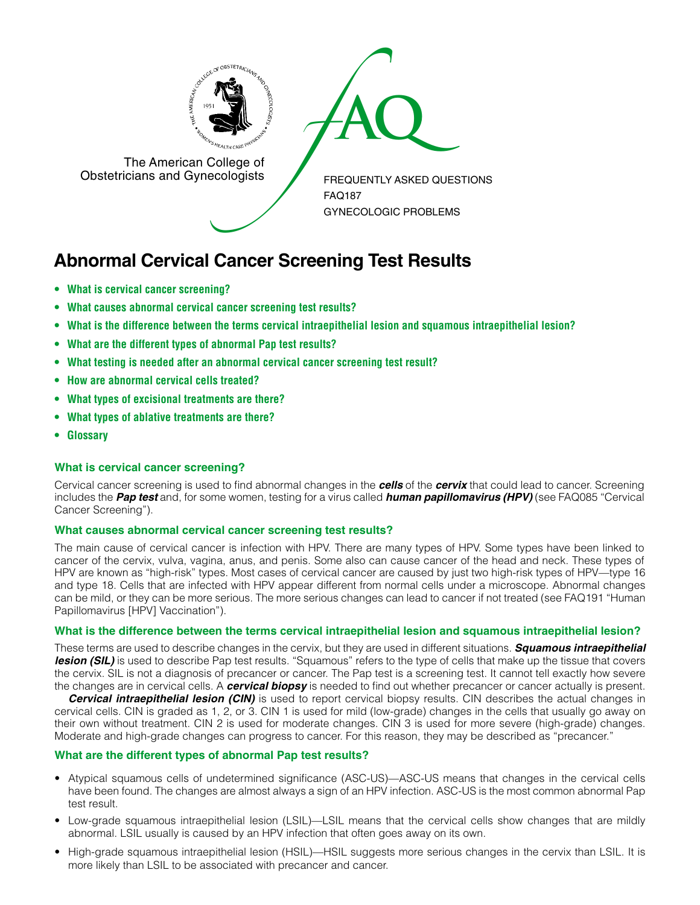The American College of Obstetricians and Gynecologists

FREQUENTLY ASKED QUESTIONS
FAQ187
GYNECOLOGIC PROBLEMS

# Abnormal Cervical Cancer Screening Test Results

- **What is cervical cancer screening?**
- **What causes abnormal cervical cancer screening test results?**
- **What is the difference between the terms cervical intraepithelial lesion and squamous intraepithelial lesion?**
- **What are the different types of abnormal Pap test results?**
- **What testing is needed after an abnormal cervical cancer screening test result?**
- **How are abnormal cervical cells treated?**
- **What types of excisional treatments are there?**
- **What types of ablative treatments are there?**
- **Glossary**

### What is cervical cancer screening?

Cervical cancer screening is used to find abnormal changes in the ***cells*** of the ***cervix*** that could lead to cancer. Screening includes the ***Pap test*** and, for some women, testing for a virus called ***human papillomavirus (HPV)*** (see FAQ085 "Cervical Cancer Screening").

### What causes abnormal cervical cancer screening test results?

The main cause of cervical cancer is infection with HPV. There are many types of HPV. Some types have been linked to cancer of the cervix, vulva, vagina, anus, and penis. Some also can cause cancer of the head and neck. These types of HPV are known as "high-risk" types. Most cases of cervical cancer are caused by just two high-risk types of HPV—type 16 and type 18. Cells that are infected with HPV appear different from normal cells under a microscope. Abnormal changes can be mild, or they can be more serious. The more serious changes can lead to cancer if not treated (see FAQ191 "Human Papillomavirus [HPV] Vaccination").

### What is the difference between the terms cervical intraepithelial lesion and squamous intraepithelial lesion?

These terms are used to describe changes in the cervix, but they are used in different situations. ***Squamous intraepithelial lesion (SIL)*** is used to describe Pap test results. "Squamous" refers to the type of cells that make up the tissue that covers the cervix. SIL is not a diagnosis of precancer or cancer. The Pap test is a screening test. It cannot tell exactly how severe the changes are in cervical cells. A ***cervical biopsy*** is needed to find out whether precancer or cancer actually is present.

***Cervical intraepithelial lesion (CIN)*** is used to report cervical biopsy results. CIN describes the actual changes in cervical cells. CIN is graded as 1, 2, or 3. CIN 1 is used for mild (low-grade) changes in the cells that usually go away on their own without treatment. CIN 2 is used for moderate changes. CIN 3 is used for more severe (high-grade) changes. Moderate and high-grade changes can progress to cancer. For this reason, they may be described as "precancer."

### What are the different types of abnormal Pap test results?

- Atypical squamous cells of undetermined significance (ASC-US)—ASC-US means that changes in the cervical cells have been found. The changes are almost always a sign of an HPV infection. ASC-US is the most common abnormal Pap test result.
- Low-grade squamous intraepithelial lesion (LSIL)—LSIL means that the cervical cells show changes that are mildly abnormal. LSIL usually is caused by an HPV infection that often goes away on its own.
- High-grade squamous intraepithelial lesion (HSIL)—HSIL suggests more serious changes in the cervix than LSIL. It is more likely than LSIL to be associated with precancer and cancer.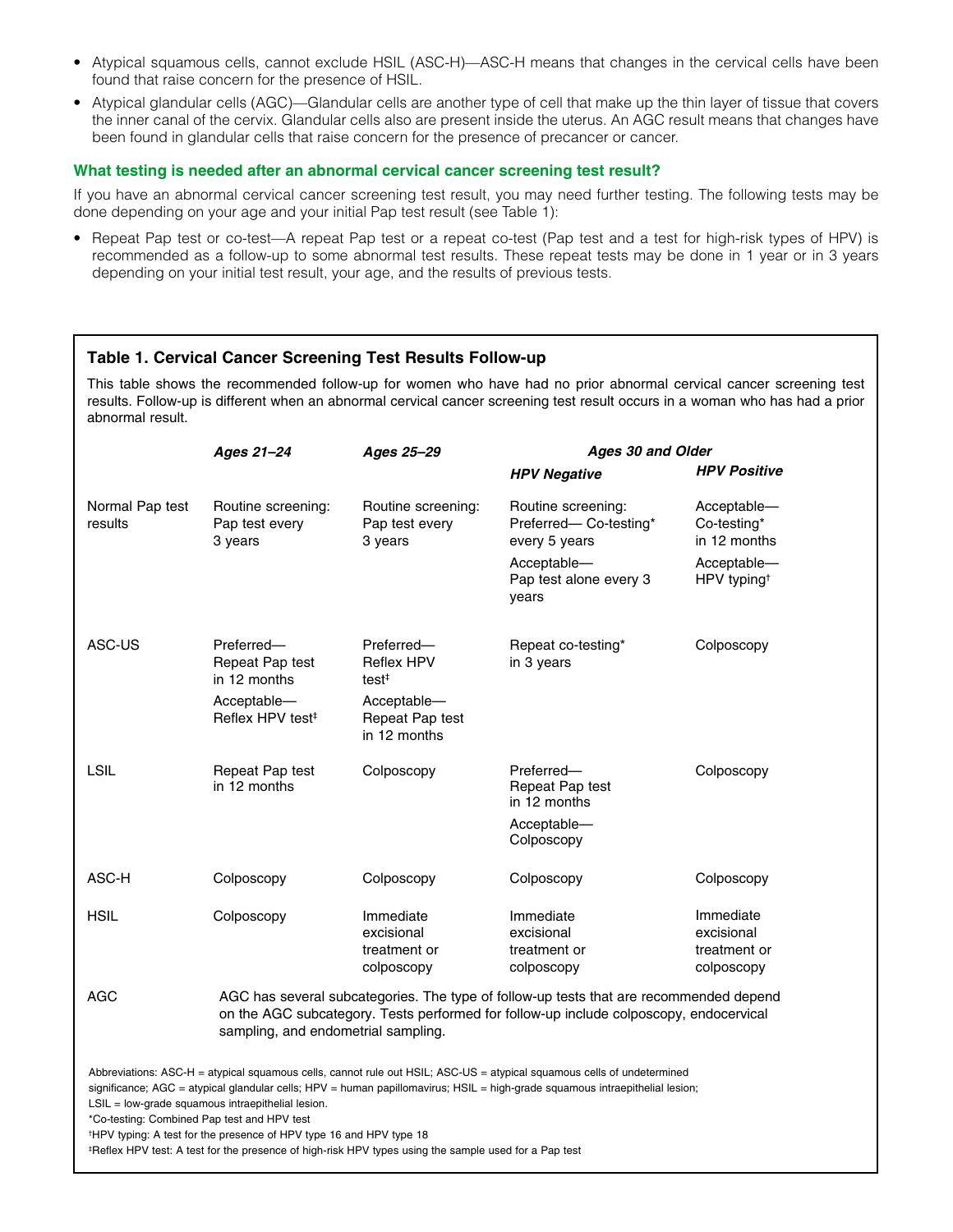- Atypical squamous cells, cannot exclude HSIL (ASC-H)—ASC-H means that changes in the cervical cells have been found that raise concern for the presence of HSIL.
- Atypical glandular cells (AGC)—Glandular cells are another type of cell that make up the thin layer of tissue that covers the inner canal of the cervix. Glandular cells also are present inside the uterus. An AGC result means that changes have been found in glandular cells that raise concern for the presence of precancer or cancer.

### What testing is needed after an abnormal cervical cancer screening test result?

If you have an abnormal cervical cancer screening test result, you may need further testing. The following tests may be done depending on your age and your initial Pap test result (see Table 1):

- Repeat Pap test or co-test—A repeat Pap test or a repeat co-test (Pap test and a test for high-risk types of HPV) is recommended as a follow-up to some abnormal test results. These repeat tests may be done in 1 year or in 3 years depending on your initial test result, your age, and the results of previous tests.

**Table 1. Cervical Cancer Screening Test Results Follow-up**

This table shows the recommended follow-up for women who have had no prior abnormal cervical cancer screening test results. Follow-up is different when an abnormal cervical cancer screening test result occurs in a woman who has had a prior abnormal result.

| | *Ages 21–24* | *Ages 25–29* | *Ages 30 and Older* | |
|---|---|---|---|---|
| | | | *HPV Negative* | *HPV Positive* |
| Normal Pap test results | Routine screening: Pap test every 3 years | Routine screening: Pap test every 3 years | Routine screening: Preferred— Co-testing* every 5 years<br>Acceptable— Pap test alone every 3 years | Acceptable— Co-testing* in 12 months<br>Acceptable— HPV typing† |
| ASC-US | Preferred— Repeat Pap test in 12 months<br>Acceptable— Reflex HPV test‡ | Preferred— Reflex HPV test‡<br>Acceptable— Repeat Pap test in 12 months | Repeat co-testing* in 3 years | Colposcopy |
| LSIL | Repeat Pap test in 12 months | Colposcopy | Preferred— Repeat Pap test in 12 months<br>Acceptable— Colposcopy | Colposcopy |
| ASC-H | Colposcopy | Colposcopy | Colposcopy | Colposcopy |
| HSIL | Colposcopy | Immediate excisional treatment or colposcopy | Immediate excisional treatment or colposcopy | Immediate excisional treatment or colposcopy |
| AGC | AGC has several subcategories. The type of follow-up tests that are recommended depend on the AGC subcategory. Tests performed for follow-up include colposcopy, endocervical sampling, and endometrial sampling. | | | |

Abbreviations: ASC-H = atypical squamous cells, cannot rule out HSIL; ASC-US = atypical squamous cells of undetermined significance; AGC = atypical glandular cells; HPV = human papillomavirus; HSIL = high-grade squamous intraepithelial lesion; LSIL = low-grade squamous intraepithelial lesion.

*Co-testing: Combined Pap test and HPV test

†HPV typing: A test for the presence of HPV type 16 and HPV type 18

‡Reflex HPV test: A test for the presence of high-risk HPV types using the sample used for a Pap test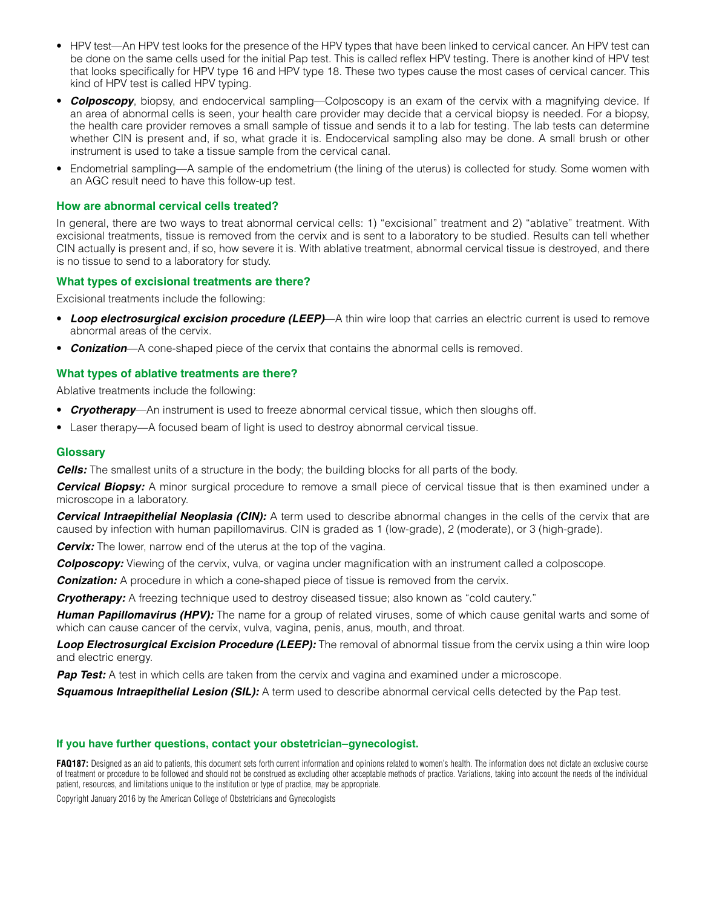- HPV test—An HPV test looks for the presence of the HPV types that have been linked to cervical cancer. An HPV test can be done on the same cells used for the initial Pap test. This is called reflex HPV testing. There is another kind of HPV test that looks specifically for HPV type 16 and HPV type 18. These two types cause the most cases of cervical cancer. This kind of HPV test is called HPV typing.
- ***Colposcopy***, biopsy, and endocervical sampling—Colposcopy is an exam of the cervix with a magnifying device. If an area of abnormal cells is seen, your health care provider may decide that a cervical biopsy is needed. For a biopsy, the health care provider removes a small sample of tissue and sends it to a lab for testing. The lab tests can determine whether CIN is present and, if so, what grade it is. Endocervical sampling also may be done. A small brush or other instrument is used to take a tissue sample from the cervical canal.
- Endometrial sampling—A sample of the endometrium (the lining of the uterus) is collected for study. Some women with an AGC result need to have this follow-up test.

### How are abnormal cervical cells treated?

In general, there are two ways to treat abnormal cervical cells: 1) "excisional" treatment and 2) "ablative" treatment. With excisional treatments, tissue is removed from the cervix and is sent to a laboratory to be studied. Results can tell whether CIN actually is present and, if so, how severe it is. With ablative treatment, abnormal cervical tissue is destroyed, and there is no tissue to send to a laboratory for study.

### What types of excisional treatments are there?

Excisional treatments include the following:

- ***Loop electrosurgical excision procedure (LEEP)***—A thin wire loop that carries an electric current is used to remove abnormal areas of the cervix.
- ***Conization***—A cone-shaped piece of the cervix that contains the abnormal cells is removed.

### What types of ablative treatments are there?

Ablative treatments include the following:

- ***Cryotherapy***—An instrument is used to freeze abnormal cervical tissue, which then sloughs off.
- Laser therapy—A focused beam of light is used to destroy abnormal cervical tissue.

### Glossary

***Cells:*** The smallest units of a structure in the body; the building blocks for all parts of the body.

***Cervical Biopsy:*** A minor surgical procedure to remove a small piece of cervical tissue that is then examined under a microscope in a laboratory.

***Cervical Intraepithelial Neoplasia (CIN):*** A term used to describe abnormal changes in the cells of the cervix that are caused by infection with human papillomavirus. CIN is graded as 1 (low-grade), 2 (moderate), or 3 (high-grade).

***Cervix:*** The lower, narrow end of the uterus at the top of the vagina.

***Colposcopy:*** Viewing of the cervix, vulva, or vagina under magnification with an instrument called a colposcope.

***Conization:*** A procedure in which a cone-shaped piece of tissue is removed from the cervix.

***Cryotherapy:*** A freezing technique used to destroy diseased tissue; also known as "cold cautery."

***Human Papillomavirus (HPV):*** The name for a group of related viruses, some of which cause genital warts and some of which can cause cancer of the cervix, vulva, vagina, penis, anus, mouth, and throat.

***Loop Electrosurgical Excision Procedure (LEEP):*** The removal of abnormal tissue from the cervix using a thin wire loop and electric energy.

***Pap Test:*** A test in which cells are taken from the cervix and vagina and examined under a microscope.

***Squamous Intraepithelial Lesion (SIL):*** A term used to describe abnormal cervical cells detected by the Pap test.

**If you have further questions, contact your obstetrician–gynecologist.**

**FAQ187:** Designed as an aid to patients, this document sets forth current information and opinions related to women's health. The information does not dictate an exclusive course of treatment or procedure to be followed and should not be construed as excluding other acceptable methods of practice. Variations, taking into account the needs of the individual patient, resources, and limitations unique to the institution or type of practice, may be appropriate.

Copyright January 2016 by the American College of Obstetricians and Gynecologists